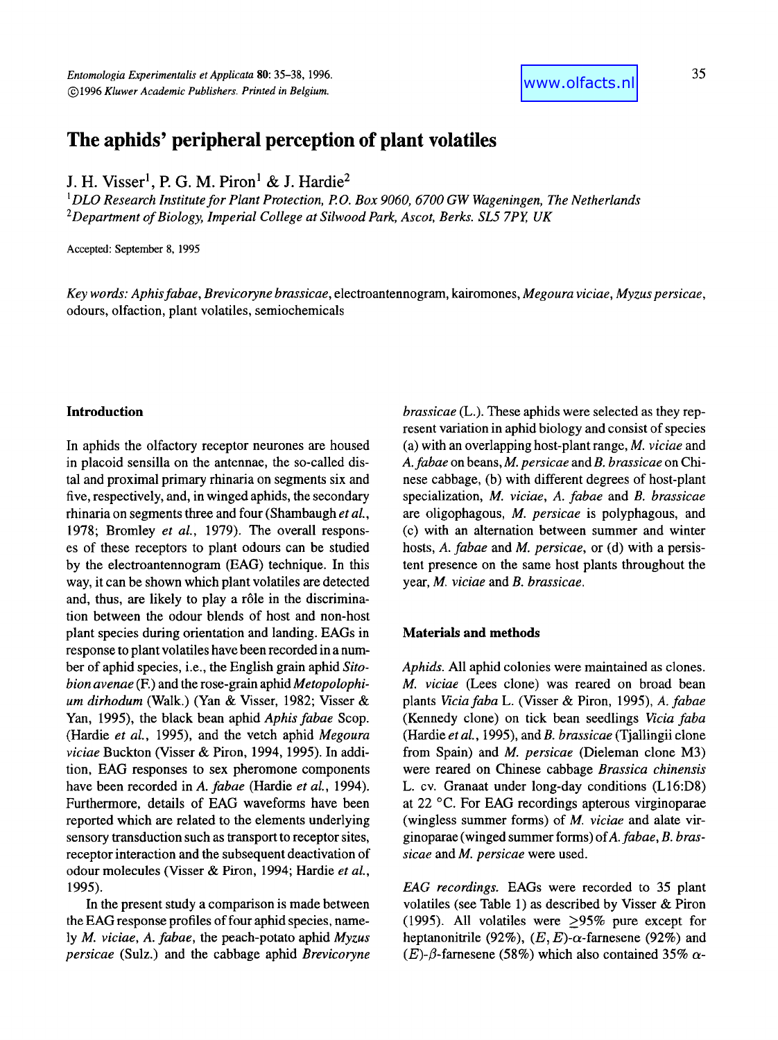# The aphids' peripheral perception of plant volatiles

J. H. Visser[1], P. G. M. Piron[1] & J. Hardie[2]

[1]*DLO Research Institute for Plant Protection, P.O. Box 9060, 6700 GW Wageningen, The Netherlands*
[2]*Department of Biology, Imperial College at Silwood Park, Ascot, Berks. SL5 7PY, UK*

Accepted: September 8, 1995

*Key words: Aphis fabae, Brevicoryne brassicae*, electroantennogram, kairomones, *Megoura viciae, Myzus persicae*, odours, olfaction, plant volatiles, semiochemicals

## Introduction

In aphids the olfactory receptor neurones are housed in placoid sensilla on the antennae, the so-called distal and proximal primary rhinaria on segments six and five, respectively, and, in winged aphids, the secondary rhinaria on segments three and four (Shambaugh *et al.*, 1978; Bromley *et al.*, 1979). The overall responses of these receptors to plant odours can be studied by the electroantennogram (EAG) technique. In this way, it can be shown which plant volatiles are detected and, thus, are likely to play a rôle in the discrimination between the odour blends of host and non-host plant species during orientation and landing. EAGs in response to plant volatiles have been recorded in a number of aphid species, i.e., the English grain aphid *Sitobion avenae* (F.) and the rose-grain aphid *Metopolophium dirhodum* (Walk.) (Yan & Visser, 1982; Visser & Yan, 1995), the black bean aphid *Aphis fabae* Scop. (Hardie *et al.*, 1995), and the vetch aphid *Megoura viciae* Buckton (Visser & Piron, 1994, 1995). In addition, EAG responses to sex pheromone components have been recorded in *A. fabae* (Hardie *et al.*, 1994). Furthermore, details of EAG waveforms have been reported which are related to the elements underlying sensory transduction such as transport to receptor sites, receptor interaction and the subsequent deactivation of odour molecules (Visser & Piron, 1994; Hardie *et al.*, 1995).

In the present study a comparison is made between the EAG response profiles of four aphid species, namely *M. viciae*, *A. fabae*, the peach-potato aphid *Myzus persicae* (Sulz.) and the cabbage aphid *Brevicoryne brassicae* (L.). These aphids were selected as they represent variation in aphid biology and consist of species (a) with an overlapping host-plant range, *M. viciae* and *A. fabae* on beans, *M. persicae* and *B. brassicae* on Chinese cabbage, (b) with different degrees of host-plant specialization, *M. viciae*, *A. fabae* and *B. brassicae* are oligophagous, *M. persicae* is polyphagous, and (c) with an alternation between summer and winter hosts, *A. fabae* and *M. persicae*, or (d) with a persistent presence on the same host plants throughout the year, *M. viciae* and *B. brassicae*.

## Materials and methods

*Aphids.* All aphid colonies were maintained as clones. *M. viciae* (Lees clone) was reared on broad bean plants *Vicia faba* L. (Visser & Piron, 1995), *A. fabae* (Kennedy clone) on tick bean seedlings *Vicia faba* (Hardie *et al.*, 1995), and *B. brassicae* (Tjallingii clone from Spain) and *M. persicae* (Dieleman clone M3) were reared on Chinese cabbage *Brassica chinensis* L. cv. Granaat under long-day conditions (L16:D8) at 22 °C. For EAG recordings apterous virginoparae (wingless summer forms) of *M. viciae* and alate virginoparae (winged summer forms) of *A. fabae*, *B. brassicae* and *M. persicae* were used.

*EAG recordings.* EAGs were recorded to 35 plant volatiles (see Table 1) as described by Visser & Piron (1995). All volatiles were $\geq$95% pure except for heptanonitrile (92%), $(E,E)$-$\alpha$-farnesene (92%) and $(E)$-$\beta$-farnesene (58%) which also contained 35% $\alpha$-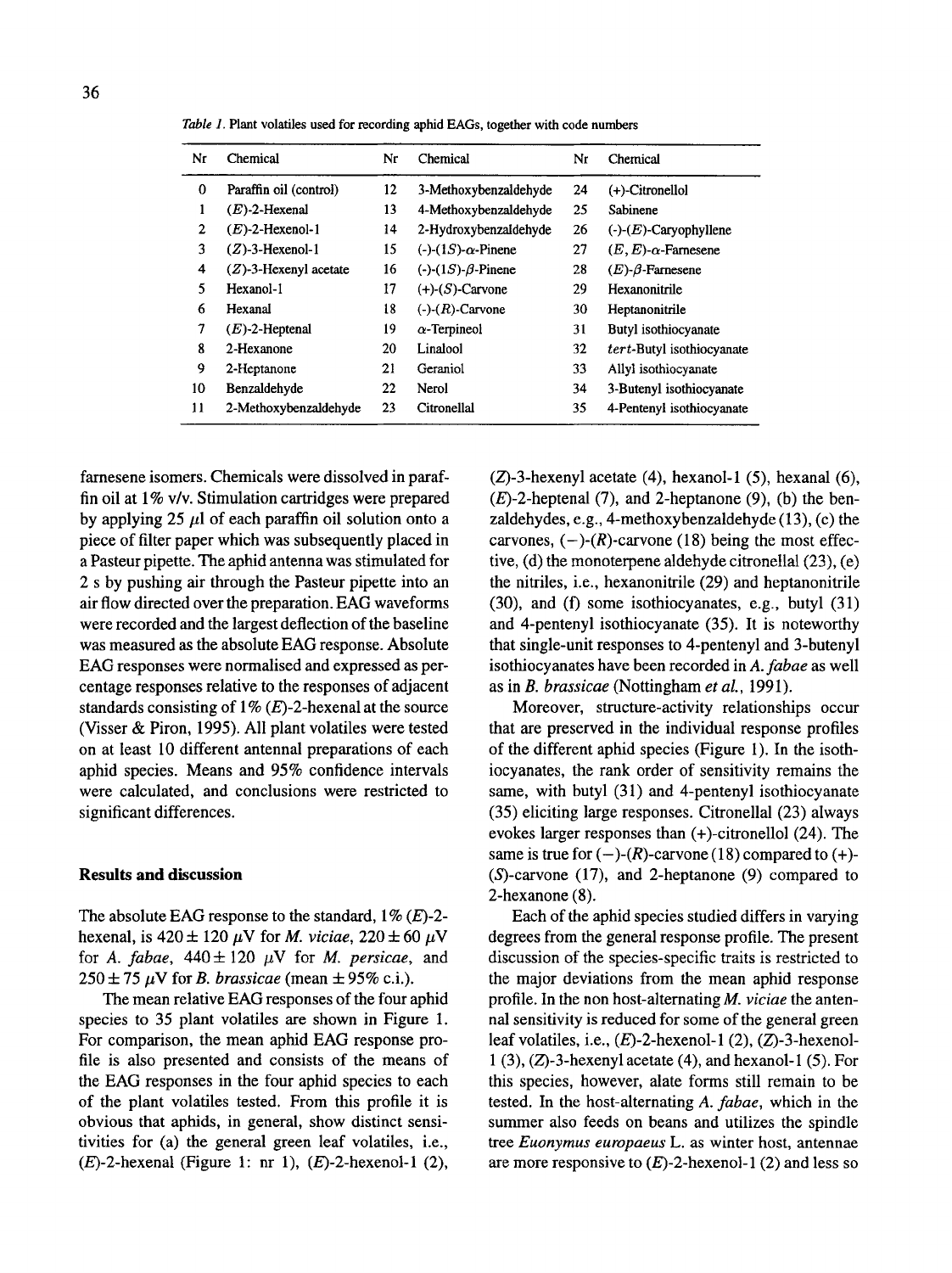*Table 1.* Plant volatiles used for recording aphid EAGs, together with code numbers

| Nr | Chemical | Nr | Chemical | Nr | Chemical |
|---|---|---|---|---|---|
| 0 | Paraffin oil (control) | 12 | 3-Methoxybenzaldehyde | 24 | (+)-Citronellol |
| 1 | (*E*)-2-Hexenal | 13 | 4-Methoxybenzaldehyde | 25 | Sabinene |
| 2 | (*E*)-2-Hexenol-1 | 14 | 2-Hydroxybenzaldehyde | 26 | (-)-(*E*)-Caryophyllene |
| 3 | (*Z*)-3-Hexenol-1 | 15 | (-)-(1*S*)-α-Pinene | 27 | (*E*, *E*)-α-Farnesene |
| 4 | (*Z*)-3-Hexenyl acetate | 16 | (-)-(1*S*)-β-Pinene | 28 | (*E*)-β-Farnesene |
| 5 | Hexanol-1 | 17 | (+)-(*S*)-Carvone | 29 | Hexanonitrile |
| 6 | Hexanal | 18 | (-)-(*R*)-Carvone | 30 | Heptanonitrile |
| 7 | (*E*)-2-Heptenal | 19 | α-Terpineol | 31 | Butyl isothiocyanate |
| 8 | 2-Hexanone | 20 | Linalool | 32 | *tert*-Butyl isothiocyanate |
| 9 | 2-Heptanone | 21 | Geraniol | 33 | Allyl isothiocyanate |
| 10 | Benzaldehyde | 22 | Nerol | 34 | 3-Butenyl isothiocyanate |
| 11 | 2-Methoxybenzaldehyde | 23 | Citronellal | 35 | 4-Pentenyl isothiocyanate |

farnesene isomers. Chemicals were dissolved in paraffin oil at 1% v/v. Stimulation cartridges were prepared by applying 25 μl of each paraffin oil solution onto a piece of filter paper which was subsequently placed in a Pasteur pipette. The aphid antenna was stimulated for 2 s by pushing air through the Pasteur pipette into an air flow directed over the preparation. EAG waveforms were recorded and the largest deflection of the baseline was measured as the absolute EAG response. Absolute EAG responses were normalised and expressed as percentage responses relative to the responses of adjacent standards consisting of 1% (*E*)-2-hexenal at the source (Visser & Piron, 1995). All plant volatiles were tested on at least 10 different antennal preparations of each aphid species. Means and 95% confidence intervals were calculated, and conclusions were restricted to significant differences.

## Results and discussion

The absolute EAG response to the standard, 1% (*E*)-2-hexenal, is $420 \pm 120$ μV for *M. viciae*, $220 \pm 60$ μV for *A. fabae*, $440 \pm 120$ μV for *M. persicae*, and $250 \pm 75$ μV for *B. brassicae* (mean ± 95% c.i.).

The mean relative EAG responses of the four aphid species to 35 plant volatiles are shown in Figure 1. For comparison, the mean aphid EAG response profile is also presented and consists of the means of the EAG responses in the four aphid species to each of the plant volatiles tested. From this profile it is obvious that aphids, in general, show distinct sensitivities for (a) the general green leaf volatiles, i.e., (*E*)-2-hexenal (Figure 1: nr 1), (*E*)-2-hexenol-1 (2), (*Z*)-3-hexenyl acetate (4), hexanol-1 (5), hexanal (6), (*E*)-2-heptenal (7), and 2-heptanone (9), (b) the benzaldehydes, e.g., 4-methoxybenzaldehyde (13), (c) the carvones, (−)-(*R*)-carvone (18) being the most effective, (d) the monoterpene aldehyde citronellal (23), (e) the nitriles, i.e., hexanonitrile (29) and heptanonitrile (30), and (f) some isothiocyanates, e.g., butyl (31) and 4-pentenyl isothiocyanate (35). It is noteworthy that single-unit responses to 4-pentenyl and 3-butenyl isothiocyanates have been recorded in *A. fabae* as well as in *B. brassicae* (Nottingham *et al.*, 1991).

Moreover, structure-activity relationships occur that are preserved in the individual response profiles of the different aphid species (Figure 1). In the isothiocyanates, the rank order of sensitivity remains the same, with butyl (31) and 4-pentenyl isothiocyanate (35) eliciting large responses. Citronellal (23) always evokes larger responses than (+)-citronellol (24). The same is true for (−)-(*R*)-carvone (18) compared to (+)-(*S*)-carvone (17), and 2-heptanone (9) compared to 2-hexanone (8).

Each of the aphid species studied differs in varying degrees from the general response profile. The present discussion of the species-specific traits is restricted to the major deviations from the mean aphid response profile. In the non host-alternating *M. viciae* the antennal sensitivity is reduced for some of the general green leaf volatiles, i.e., (*E*)-2-hexenol-1 (2), (*Z*)-3-hexenol-1 (3), (*Z*)-3-hexenyl acetate (4), and hexanol-1 (5). For this species, however, alate forms still remain to be tested. In the host-alternating *A. fabae*, which in the summer also feeds on beans and utilizes the spindle tree *Euonymus europaeus* L. as winter host, antennae are more responsive to (*E*)-2-hexenol-1 (2) and less so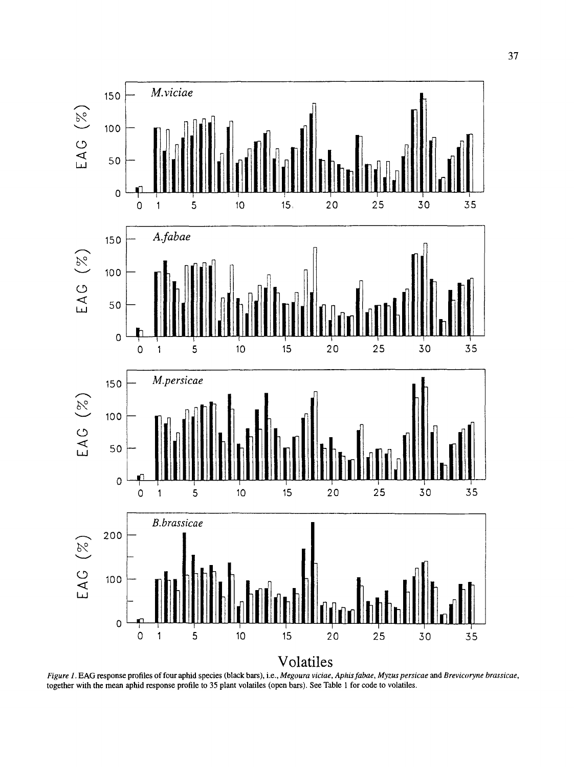*Figure 1.* EAG response profiles of four aphid species (black bars), i.e., *Megoura viciae*, *Aphis fabae*, *Myzus persicae* and *Brevicoryne brassicae*, together with the mean aphid response profile to 35 plant volatiles (open bars). See Table 1 for code to volatiles.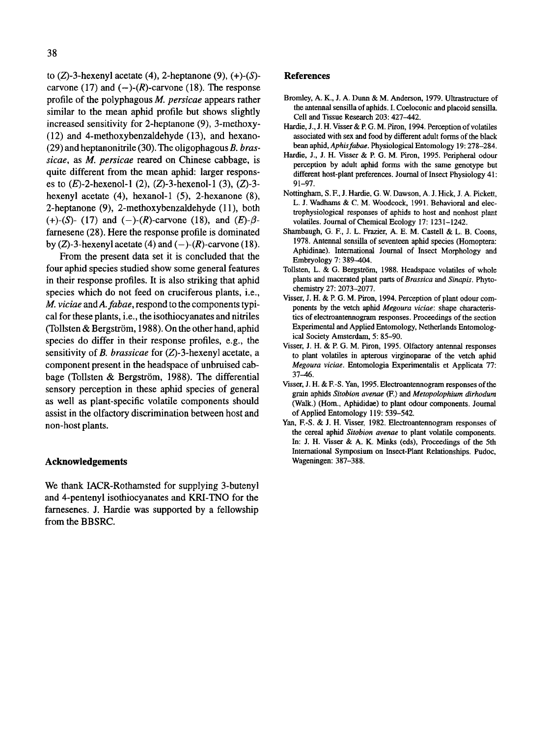to (*Z*)-3-hexenyl acetate (4), 2-heptanone (9), (+)-(*S*)-carvone (17) and (−)-(*R*)-carvone (18). The response profile of the polyphagous *M. persicae* appears rather similar to the mean aphid profile but shows slightly increased sensitivity for 2-heptanone (9), 3-methoxy- (12) and 4-methoxybenzaldehyde (13), and hexano- (29) and heptanonitrile (30). The oligophagous *B. brassicae*, as *M. persicae* reared on Chinese cabbage, is quite different from the mean aphid: larger responses to (*E*)-2-hexenol-1 (2), (*Z*)-3-hexenol-1 (3), (*Z*)-3-hexenyl acetate (4), hexanol-1 (5), 2-hexanone (8), 2-heptanone (9), 2-methoxybenzaldehyde (11), both (+)-(*S*)- (17) and (−)-(*R*)-carvone (18), and (*E*)-$\beta$-farnesene (28). Here the response profile is dominated by (*Z*)-3-hexenyl acetate (4) and (−)-(*R*)-carvone (18).

From the present data set it is concluded that the four aphid species studied show some general features in their response profiles. It is also striking that aphid species which do not feed on cruciferous plants, i.e., *M. viciae* and *A. fabae*, respond to the components typical for these plants, i.e., the isothiocyanates and nitriles (Tollsten & Bergström, 1988). On the other hand, aphid species do differ in their response profiles, e.g., the sensitivity of *B. brassicae* for (*Z*)-3-hexenyl acetate, a component present in the headspace of unbruised cabbage (Tollsten & Bergström, 1988). The differential sensory perception in these aphid species of general as well as plant-specific volatile components should assist in the olfactory discrimination between host and non-host plants.

## Acknowledgements

We thank IACR-Rothamsted for supplying 3-butenyl and 4-pentenyl isothiocyanates and KRI-TNO for the farnesenes. J. Hardie was supported by a fellowship from the BBSRC.

## References

Bromley, A. K., J. A. Dunn & M. Anderson, 1979. Ultrastructure of the antennal sensilla of aphids. I. Coeloconic and placoid sensilla. Cell and Tissue Research 203: 427–442.

Hardie, J., J. H. Visser & P. G. M. Piron, 1994. Perception of volatiles associated with sex and food by different adult forms of the black bean aphid, *Aphis fabae*. Physiological Entomology 19: 278–284.

Hardie, J., J. H. Visser & P. G. M. Piron, 1995. Peripheral odour perception by adult aphid forms with the same genotype but different host-plant preferences. Journal of Insect Physiology 41: 91–97.

Nottingham, S. F., J. Hardie, G. W. Dawson, A. J. Hick, J. A. Pickett, L. J. Wadhams & C. M. Woodcock, 1991. Behavioral and electrophysiological responses of aphids to host and nonhost plant volatiles. Journal of Chemical Ecology 17: 1231–1242.

Shambaugh, G. F., J. L. Frazier, A. E. M. Castell & L. B. Coons, 1978. Antennal sensilla of seventeen aphid species (Homoptera: Aphidinae). International Journal of Insect Morphology and Embryology 7: 389–404.

Tollsten, L. & G. Bergström, 1988. Headspace volatiles of whole plants and macerated plant parts of *Brassica* and *Sinapis*. Phytochemistry 27: 2073–2077.

Visser, J. H. & P. G. M. Piron, 1994. Perception of plant odour components by the vetch aphid *Megoura viciae*: shape characteristics of electroantennogram responses. Proceedings of the section Experimental and Applied Entomology, Netherlands Entomological Society Amsterdam, 5: 85–90.

Visser, J. H. & P. G. M. Piron, 1995. Olfactory antennal responses to plant volatiles in apterous virginoparae of the vetch aphid *Megoura viciae*. Entomologia Experimentalis et Applicata 77: 37–46.

Visser, J. H. & F.-S. Yan, 1995. Electroantennogram responses of the grain aphids *Sitobion avenae* (F.) and *Metopolophium dirhodum* (Walk.) (Hom., Aphididae) to plant odour components. Journal of Applied Entomology 119: 539–542.

Yan, F.-S. & J. H. Visser, 1982. Electroantennogram responses of the cereal aphid *Sitobion avenae* to plant volatile components. In: J. H. Visser & A. K. Minks (eds), Proceedings of the 5th International Symposium on Insect-Plant Relationships. Pudoc, Wageningen: 387–388.